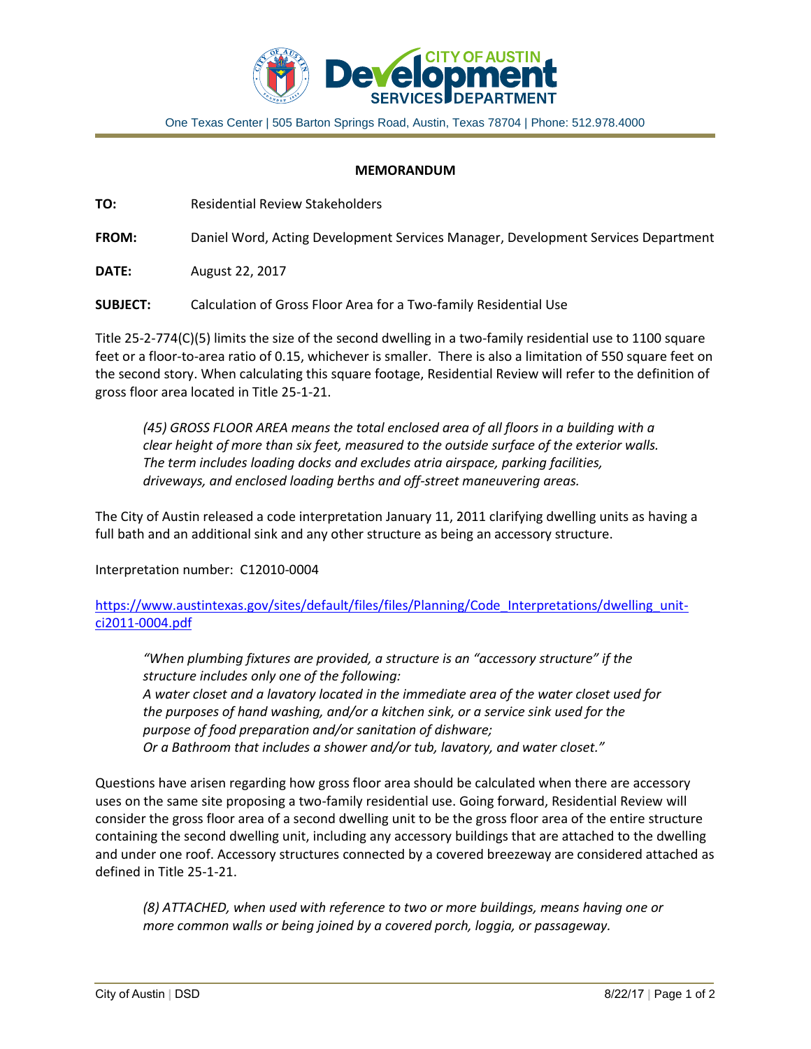One Texas Center | 505 Barton Springs Road, Austin, Texas 78704 | Phone: 512.978.4000

**MEMORANDUM**

**TO:** Residential Review Stakeholders

**FROM:** Daniel Word, Acting Development Services Manager, Development Services Department

**DATE:** August 22, 2017

**SUBJECT:** Calculation of Gross Floor Area for a Two-family Residential Use

Title 25-2-774(C)(5) limits the size of the second dwelling in a two-family residential use to 1100 square feet or a floor-to-area ratio of 0.15, whichever is smaller. There is also a limitation of 550 square feet on the second story. When calculating this square footage, Residential Review will refer to the definition of gross floor area located in Title 25-1-21.

> *(45) GROSS FLOOR AREA means the total enclosed area of all floors in a building with a clear height of more than six feet, measured to the outside surface of the exterior walls. The term includes loading docks and excludes atria airspace, parking facilities, driveways, and enclosed loading berths and off-street maneuvering areas.*

The City of Austin released a code interpretation January 11, 2011 clarifying dwelling units as having a full bath and an additional sink and any other structure as being an accessory structure.

Interpretation number: C12010-0004

[https://www.austintexas.gov/sites/default/files/files/Planning/Code_Interpretations/dwelling_unit-ci2011-0004.pdf](https://www.austintexas.gov/sites/default/files/files/Planning/Code_Interpretations/dwelling_unit-ci2011-0004.pdf)

> *"When plumbing fixtures are provided, a structure is an "accessory structure" if the structure includes only one of the following:*
> *A water closet and a lavatory located in the immediate area of the water closet used for the purposes of hand washing, and/or a kitchen sink, or a service sink used for the purpose of food preparation and/or sanitation of dishware;*
> *Or a Bathroom that includes a shower and/or tub, lavatory, and water closet."*

Questions have arisen regarding how gross floor area should be calculated when there are accessory uses on the same site proposing a two-family residential use. Going forward, Residential Review will consider the gross floor area of a second dwelling unit to be the gross floor area of the entire structure containing the second dwelling unit, including any accessory buildings that are attached to the dwelling and under one roof. Accessory structures connected by a covered breezeway are considered attached as defined in Title 25-1-21.

> *(8) ATTACHED, when used with reference to two or more buildings, means having one or more common walls or being joined by a covered porch, loggia, or passageway.*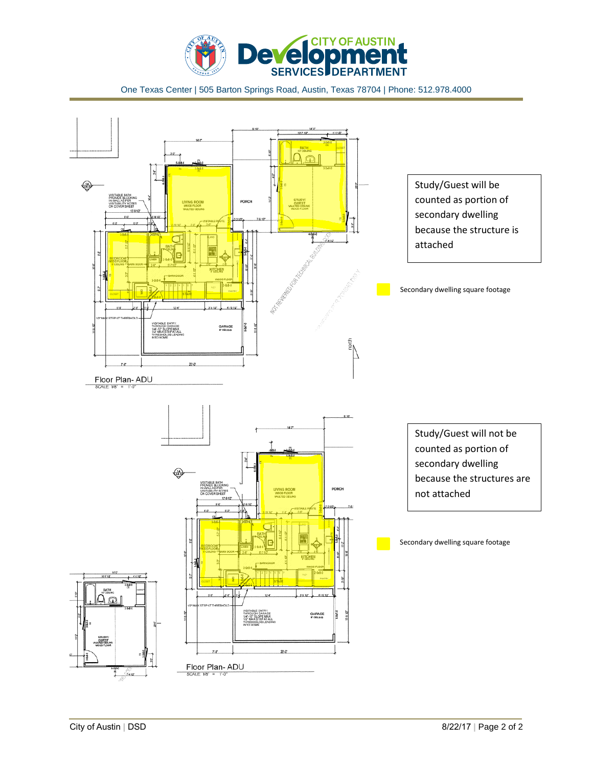CITY OF AUSTIN Development SERVICES DEPARTMENT

One Texas Center | 505 Barton Springs Road, Austin, Texas 78704 | Phone: 512.978.4000

Floor Plan- ADU
SCALE: 1/8" = 1'-0"

Study/Guest will be counted as portion of secondary dwelling because the structure is attached

Secondary dwelling square footage

Floor Plan- ADU
SCALE: 1/8" = 1'-0"

Study/Guest will not be counted as portion of secondary dwelling because the structures are not attached

Secondary dwelling square footage